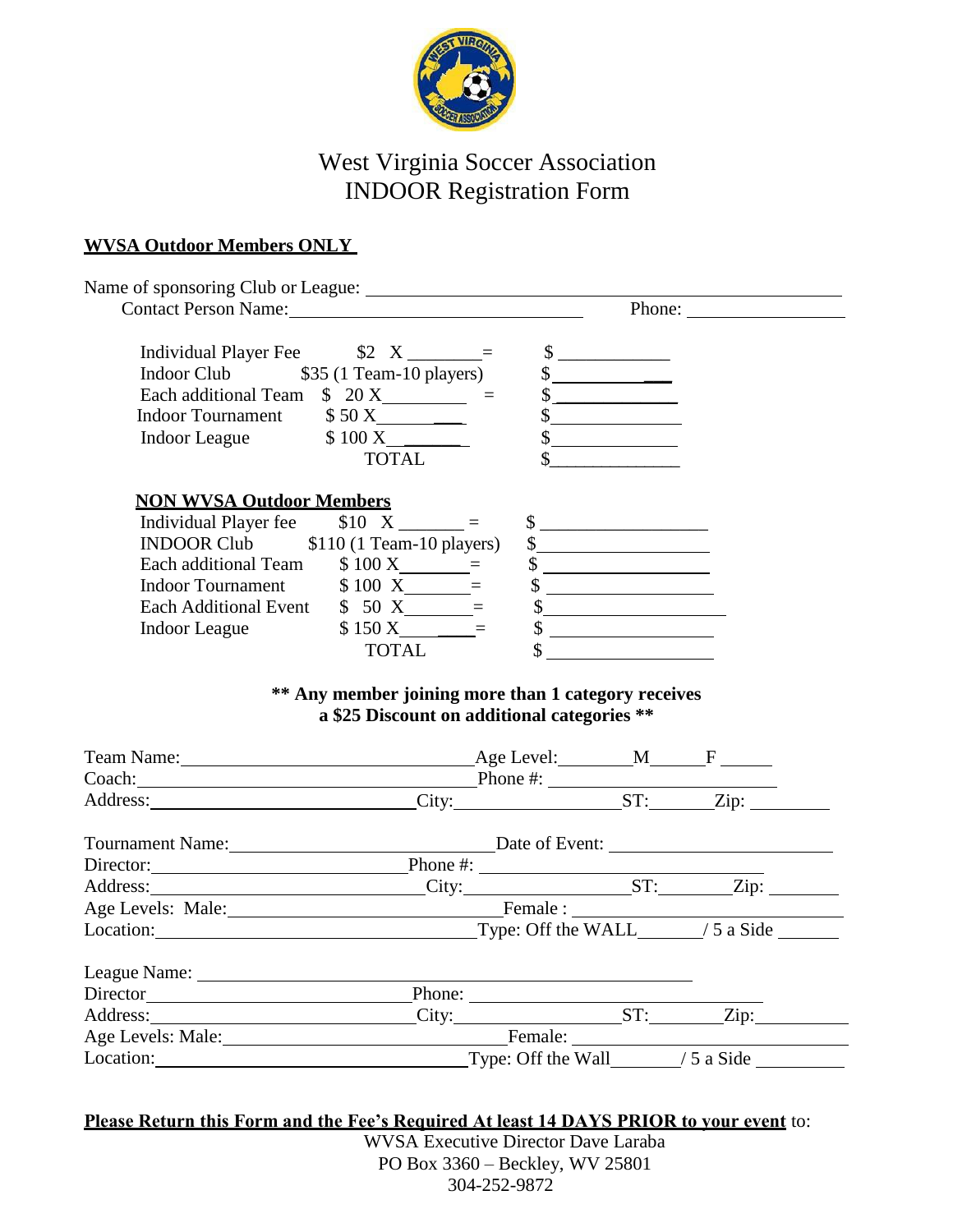# West Virginia Soccer Association
## INDOOR Registration Form

**WVSA Outdoor Members ONLY**

Name of sponsoring Club or League: ______________________________

Contact Person Name: ______________________________ Phone: ______________

| | | |
|---|---|---|
| Individual Player Fee | \$2 X ________ = | \$ __________ |
| Indoor Club | \$35 (1 Team-10 players) | \$ __________ |
| Each additional Team | \$ 20 X ________ = | \$ __________ |
| Indoor Tournament | \$ 50 X ________ | \$ __________ |
| Indoor League | \$ 100 X ________ | \$ __________ |
| | TOTAL | \$ __________ |

**NON WVSA Outdoor Members**

| | | |
|---|---|---|
| Individual Player fee | \$10 X ________ = | \$ __________ |
| INDOOR Club | \$110 (1 Team-10 players) | \$ __________ |
| Each additional Team | \$ 100 X ________ = | \$ __________ |
| Indoor Tournament | \$ 100 X ________ = | \$ __________ |
| Each Additional Event | \$ 50 X ________ = | \$ __________ |
| Indoor League | \$ 150 X ________ = | \$ __________ |
| | TOTAL | \$ __________ |

**\*\* Any member joining more than 1 category receives a \$25 Discount on additional categories \*\***

Team Name: ______________________________ Age Level: ________ M ______ F ______

Coach: ______________________________ Phone #: ______________________

Address: ______________________ City: ______________ ST: ______ Zip: ________

Tournament Name: ______________________ Date of Event: ______________________

Director: ______________________ Phone #: ______________________

Address: ______________________ City: ______________ ST: ______ Zip: ________

Age Levels: Male: ______________________ Female : ______________________

Location: ______________________________ Type: Off the WALL ______ / 5 a Side ______

League Name: ______________________________

Director ______________________ Phone: ______________________

Address: ______________________ City: ______________ ST: ______ Zip: ________

Age Levels: Male: ______________________ Female: ______________________

Location: ______________________________ Type: Off the Wall ______ / 5 a Side ______

**Please Return this Form and the Fee's Required At least 14 DAYS PRIOR to your event** to:

WVSA Executive Director Dave Laraba
PO Box 3360 – Beckley, WV 25801
304-252-9872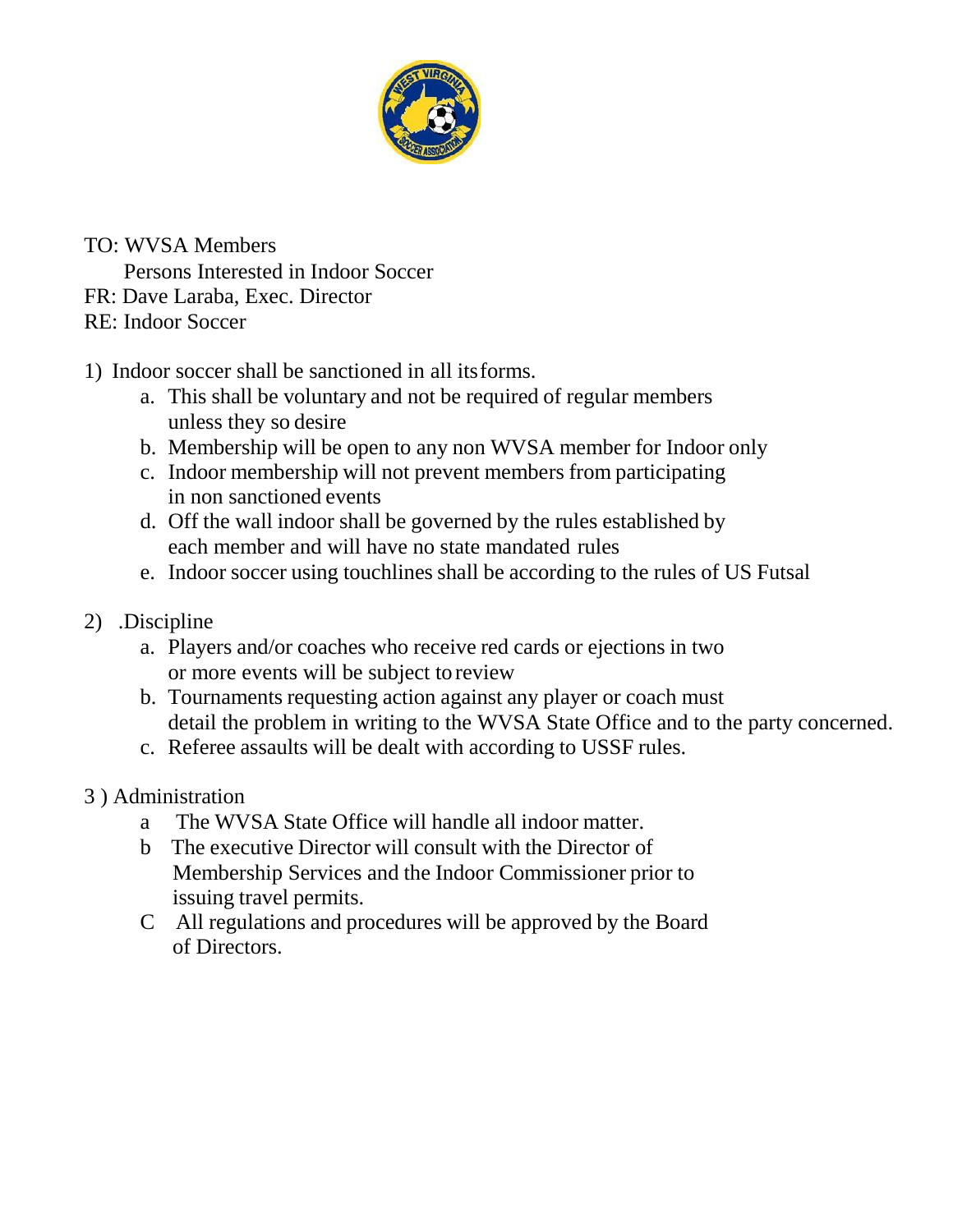TO: WVSA Members
Persons Interested in Indoor Soccer
FR: Dave Laraba, Exec. Director
RE: Indoor Soccer

1) Indoor soccer shall be sanctioned in all its forms.
   a. This shall be voluntary and not be required of regular members unless they so desire
   b. Membership will be open to any non WVSA member for Indoor only
   c. Indoor membership will not prevent members from participating in non sanctioned events
   d. Off the wall indoor shall be governed by the rules established by each member and will have no state mandated rules
   e. Indoor soccer using touchlines shall be according to the rules of US Futsal

2) .Discipline
   a. Players and/or coaches who receive red cards or ejections in two or more events will be subject to review
   b. Tournaments requesting action against any player or coach must detail the problem in writing to the WVSA State Office and to the party concerned.
   c. Referee assaults will be dealt with according to USSF rules.

3 ) Administration
   a The WVSA State Office will handle all indoor matter.
   b The executive Director will consult with the Director of Membership Services and the Indoor Commissioner prior to issuing travel permits.
   C All regulations and procedures will be approved by the Board of Directors.